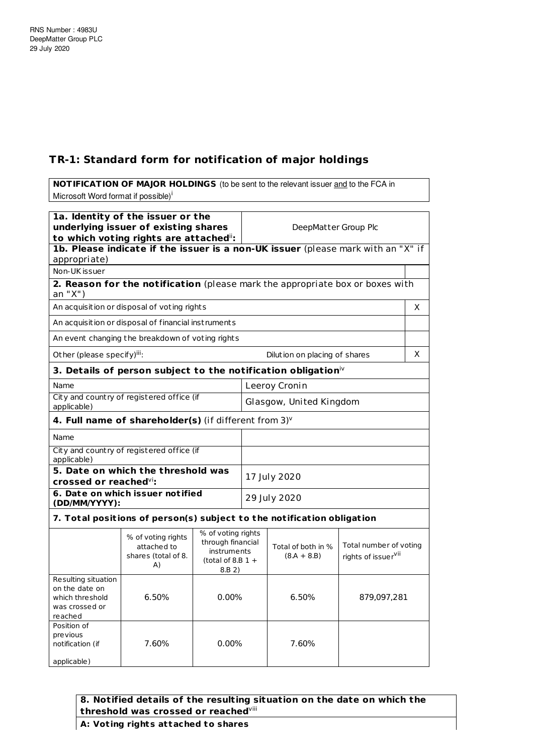RNS Number : 4983U
DeepMatter Group PLC
29 July 2020

## TR-1: Standard form for notification of major holdings

| **NOTIFICATION OF MAJOR HOLDINGS** (to be sent to the relevant issuer and to the FCA in Microsoft Word format if possible)[i] |
|---|

| | |
|---|---|
| **1a. Identity of the issuer or the underlying issuer of existing shares to which voting rights are attached**[ii]**:** | DeepMatter Group Plc |

| **1b. Please indicate if the issuer is a non-UK issuer** (please mark with an "X" if appropriate) | |
|---|---|
| Non-UK issuer | |

| **2. Reason for the notification** (please mark the appropriate box or boxes with an "X") | | |
|---|---|---|
| An acquisition or disposal of voting rights | | X |
| An acquisition or disposal of financial instruments | | |
| An event changing the breakdown of voting rights | | |
| Other (please specify)[iii]: | Dilution on placing of shares | X |

| **3. Details of person subject to the notification obligation**[iv] | |
|---|---|
| Name | Leeroy Cronin |
| City and country of registered office (if applicable) | Glasgow, United Kingdom |

| **4. Full name of shareholder(s)** (if different from 3)[v] | |
|---|---|
| Name | |
| City and country of registered office (if applicable) | |

| | |
|---|---|
| **5. Date on which the threshold was crossed or reached**[vi]**:** | 17 July 2020 |
| **6. Date on which issuer notified (DD/MM/YYYY):** | 29 July 2020 |

**7. Total positions of person(s) subject to the notification obligation**

| | % of voting rights attached to shares (total of 8. A) | % of voting rights through financial instruments (total of 8.B 1 + 8.B 2) | Total of both in % (8.A + 8.B) | Total number of voting rights of issuer[vii] |
|---|---|---|---|---|
| Resulting situation on the date on which threshold was crossed or reached | 6.50% | 0.00% | 6.50% | 879,097,281 |
| Position of previous notification (if applicable) | 7.60% | 0.00% | 7.60% | |

**8. Notified details of the resulting situation on the date on which the threshold was crossed or reached**[viii]

**A: Voting rights attached to shares**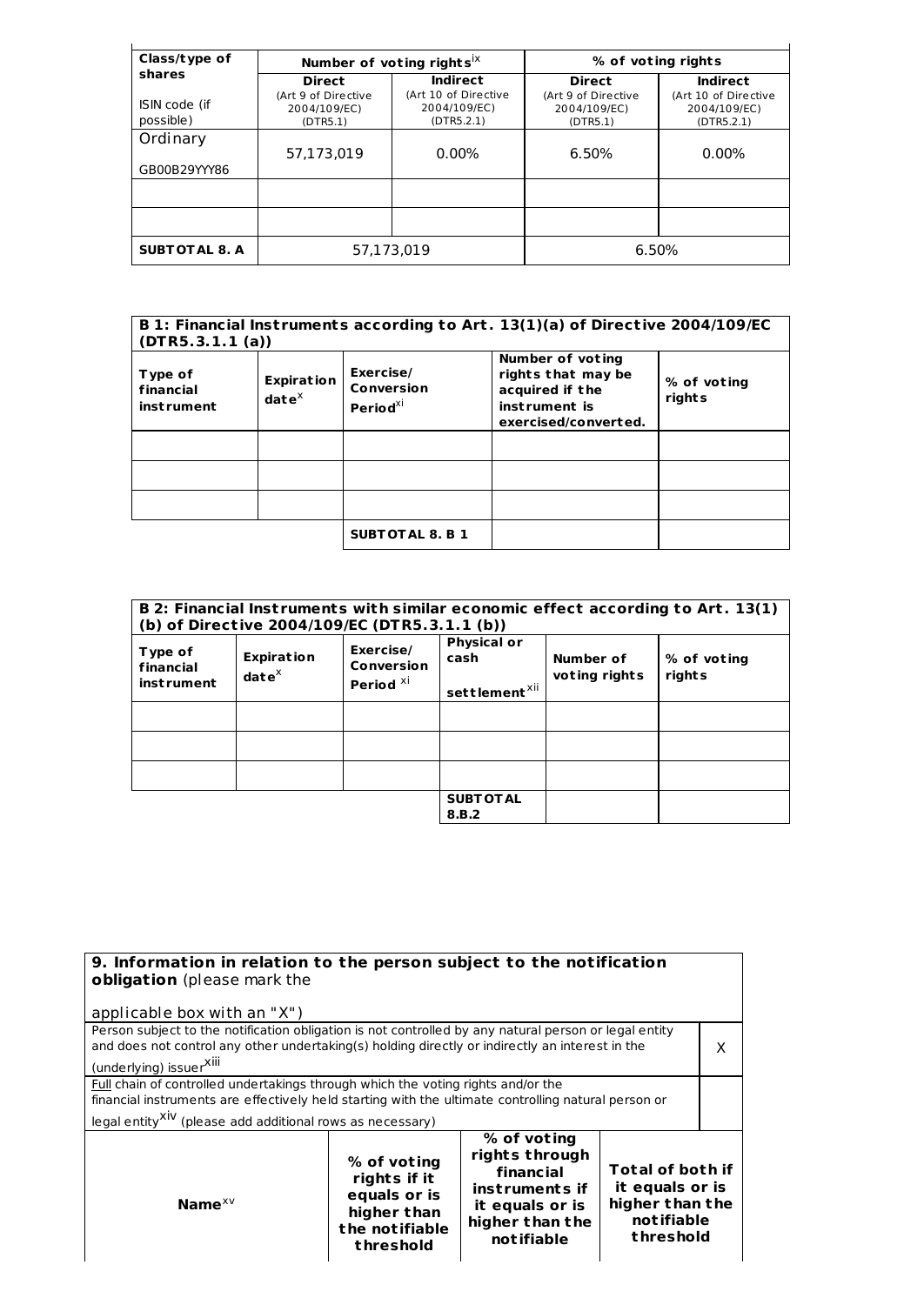| Class/type of shares<br>ISIN code (if possible) | Number of voting rights[ix] | | % of voting rights | |
|---|---|---|---|---|
| | Direct<br>(Art 9 of Directive 2004/109/EC) (DTR5.1) | Indirect<br>(Art 10 of Directive 2004/109/EC) (DTR5.2.1) | Direct<br>(Art 9 of Directive 2004/109/EC) (DTR5.1) | Indirect<br>(Art 10 of Directive 2004/109/EC) (DTR5.2.1) |
| Ordinary<br>GB00B29YYY86 | 57,173,019 | 0.00% | 6.50% | 0.00% |
| | | | | |
| | | | | |
| **SUBTOTAL 8. A** | 57,173,019 | | 6.50% | |

| **B 1: Financial Instruments according to Art. 13(1)(a) of Directive 2004/109/EC (DTR5.3.1.1 (a))** | | | | |
|---|---|---|---|---|
| **Type of financial instrument** | **Expiration date**[x] | **Exercise/ Conversion Period**[xi] | **Number of voting rights that may be acquired if the instrument is exercised/converted.** | **% of voting rights** |
| | | | | |
| | | | | |
| | | | | |
| | | **SUBTOTAL 8. B 1** | | |

| **B 2: Financial Instruments with similar economic effect according to Art. 13(1) (b) of Directive 2004/109/EC (DTR5.3.1.1 (b))** | | | | | |
|---|---|---|---|---|---|
| **Type of financial instrument** | **Expiration date**[x] | **Exercise/ Conversion Period** [xi] | **Physical or cash settlement**[xii] | **Number of voting rights** | **% of voting rights** |
| | | | | | |
| | | | | | |
| | | | | | |
| | | | **SUBTOTAL 8.B.2** | | |

| **9. Information in relation to the person subject to the notification obligation** (please mark the applicable box with an "X") | | | |
|---|---|---|---|
| Person subject to the notification obligation is not controlled by any natural person or legal entity and does not control any other undertaking(s) holding directly or indirectly an interest in the (underlying) issuer[xiii] | | | X |
| Full chain of controlled undertakings through which the voting rights and/or the financial instruments are effectively held starting with the ultimate controlling natural person or legal entity[xiv] (please add additional rows as necessary) | | | |
| **Name**[xv] | **% of voting rights if it equals or is higher than the notifiable threshold** | **% of voting rights through financial instruments if it equals or is higher than the notifiable** | **Total of both if it equals or is higher than the notifiable threshold** |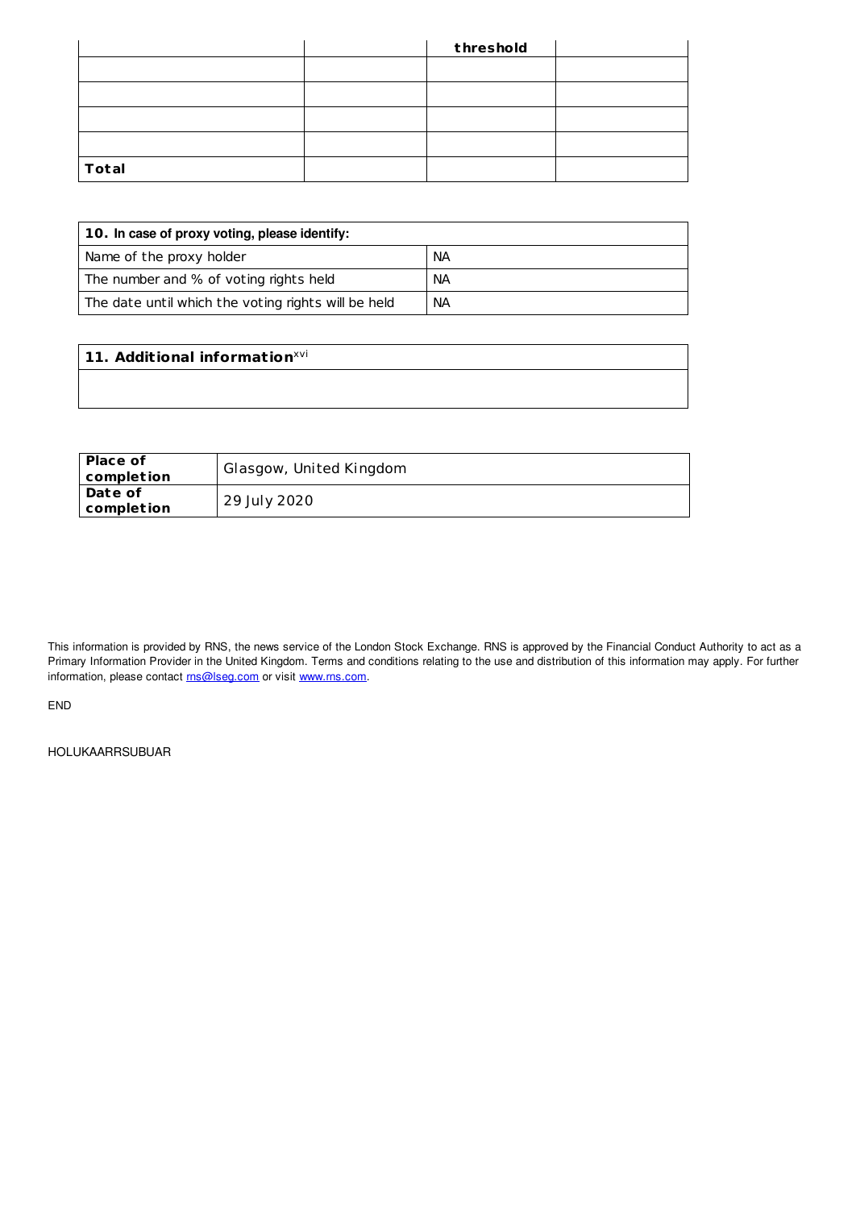| | | threshold | |
|---|---|---|---|
| | | | |
| | | | |
| | | | |
| | | | |
| **Total** | | | |

| **10.** **In case of proxy voting, please identify:** | |
|---|---|
| Name of the proxy holder | NA |
| The number and % of voting rights held | NA |
| The date until which the voting rights will be held | NA |

| **11. Additional information**[xvi] |
|---|
| |

| | |
|---|---|
| **Place of completion** | Glasgow, United Kingdom |
| **Date of completion** | 29 July 2020 |

This information is provided by RNS, the news service of the London Stock Exchange. RNS is approved by the Financial Conduct Authority to act as a Primary Information Provider in the United Kingdom. Terms and conditions relating to the use and distribution of this information may apply. For further information, please contact rns@lseg.com or visit www.rns.com.

END

HOLUKAARRSUBUAR